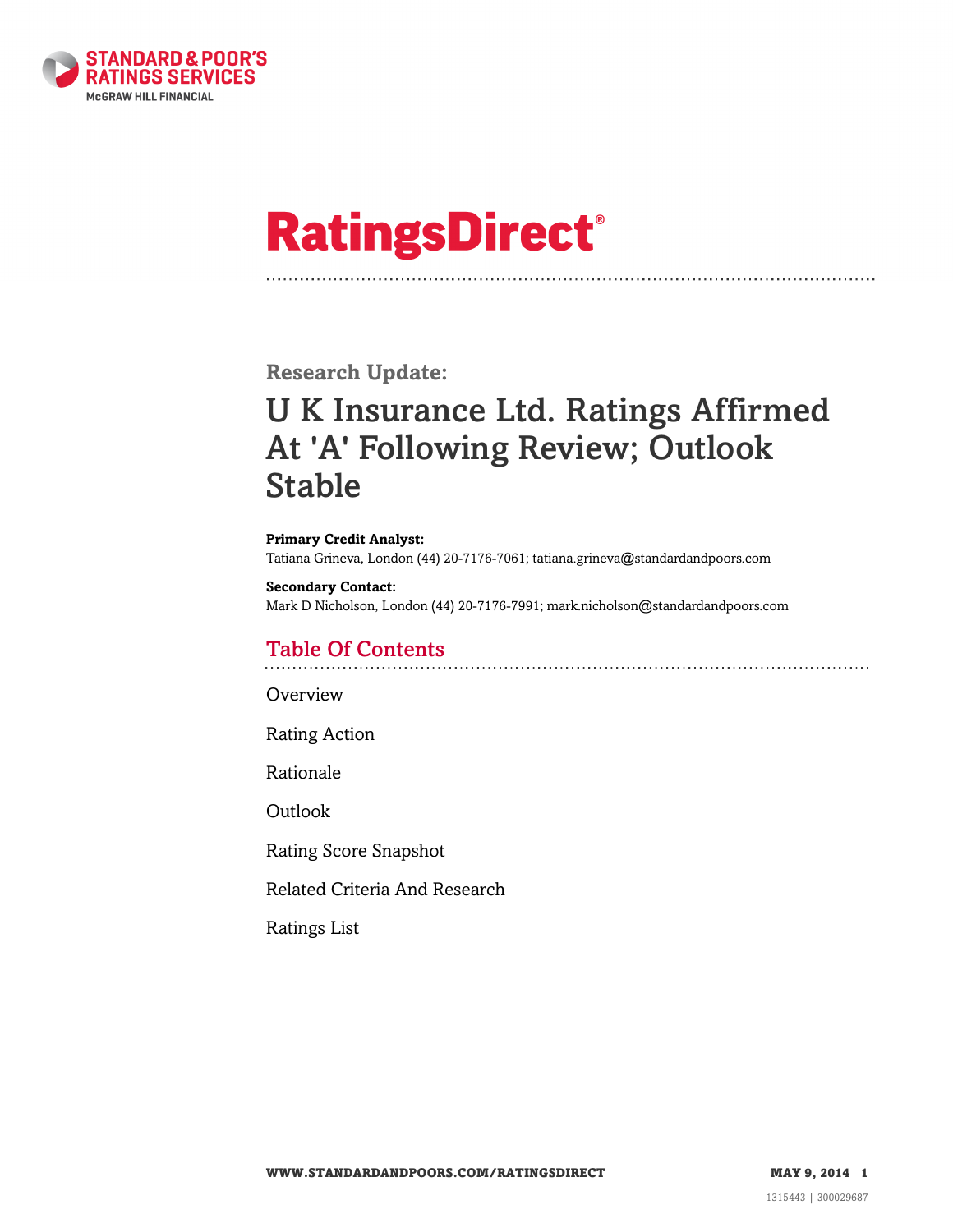STANDARD & POOR'S
RATINGS SERVICES
McGRAW HILL FINANCIAL

# RatingsDirect®

## Research Update:

# U K Insurance Ltd. Ratings Affirmed At 'A' Following Review; Outlook Stable

**Primary Credit Analyst:**
Tatiana Grineva, London (44) 20-7176-7061; tatiana.grineva@standardandpoors.com

**Secondary Contact:**
Mark D Nicholson, London (44) 20-7176-7991; mark.nicholson@standardandpoors.com

## Table Of Contents

Overview

Rating Action

Rationale

Outlook

Rating Score Snapshot

Related Criteria And Research

Ratings List

1315443 | 300029687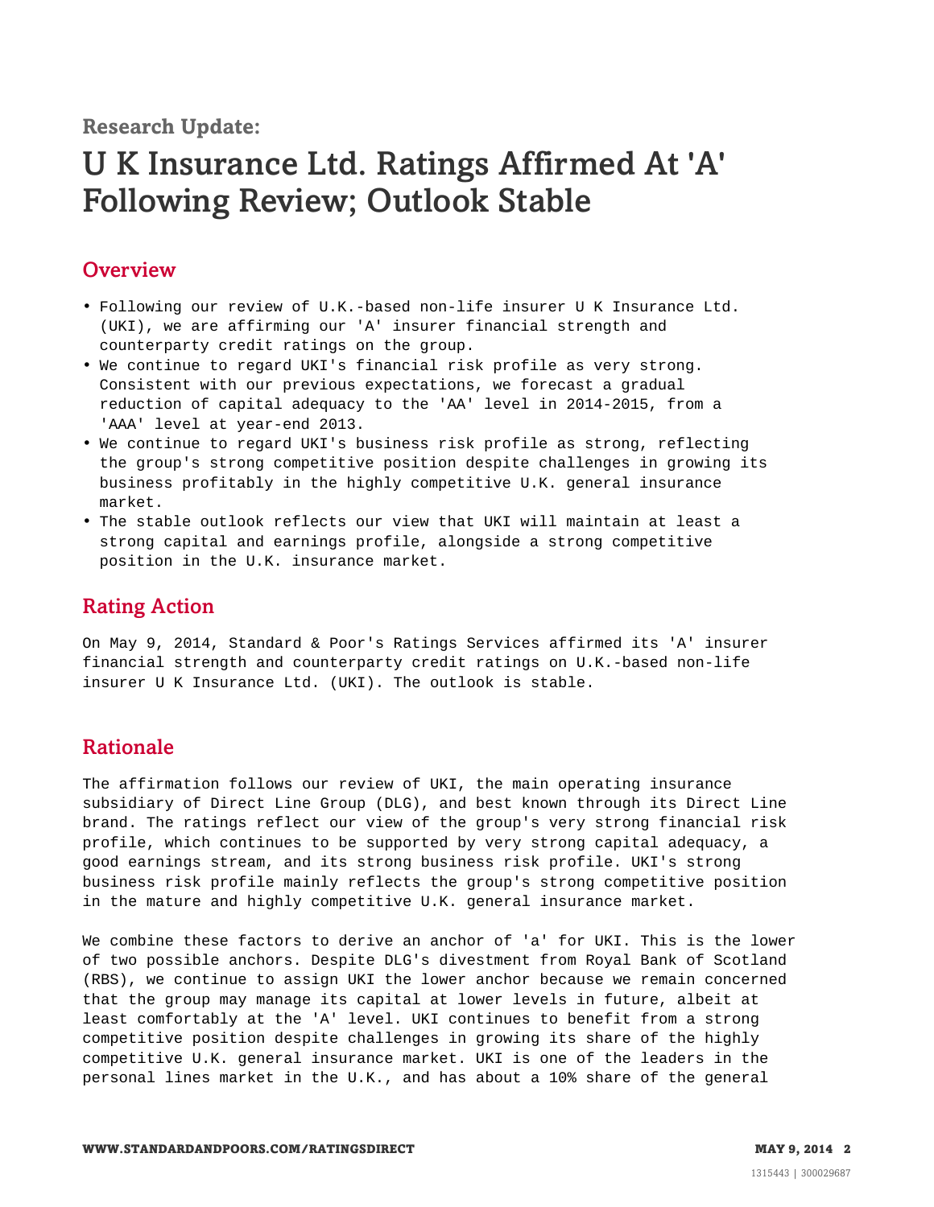Research Update:

# U K Insurance Ltd. Ratings Affirmed At 'A' Following Review; Outlook Stable

## Overview

- Following our review of U.K.-based non-life insurer U K Insurance Ltd. (UKI), we are affirming our 'A' insurer financial strength and counterparty credit ratings on the group.
- We continue to regard UKI's financial risk profile as very strong. Consistent with our previous expectations, we forecast a gradual reduction of capital adequacy to the 'AA' level in 2014-2015, from a 'AAA' level at year-end 2013.
- We continue to regard UKI's business risk profile as strong, reflecting the group's strong competitive position despite challenges in growing its business profitably in the highly competitive U.K. general insurance market.
- The stable outlook reflects our view that UKI will maintain at least a strong capital and earnings profile, alongside a strong competitive position in the U.K. insurance market.

## Rating Action

On May 9, 2014, Standard & Poor's Ratings Services affirmed its 'A' insurer financial strength and counterparty credit ratings on U.K.-based non-life insurer U K Insurance Ltd. (UKI). The outlook is stable.

## Rationale

The affirmation follows our review of UKI, the main operating insurance subsidiary of Direct Line Group (DLG), and best known through its Direct Line brand. The ratings reflect our view of the group's very strong financial risk profile, which continues to be supported by very strong capital adequacy, a good earnings stream, and its strong business risk profile. UKI's strong business risk profile mainly reflects the group's strong competitive position in the mature and highly competitive U.K. general insurance market.

We combine these factors to derive an anchor of 'a' for UKI. This is the lower of two possible anchors. Despite DLG's divestment from Royal Bank of Scotland (RBS), we continue to assign UKI the lower anchor because we remain concerned that the group may manage its capital at lower levels in future, albeit at least comfortably at the 'A' level. UKI continues to benefit from a strong competitive position despite challenges in growing its share of the highly competitive U.K. general insurance market. UKI is one of the leaders in the personal lines market in the U.K., and has about a 10% share of the general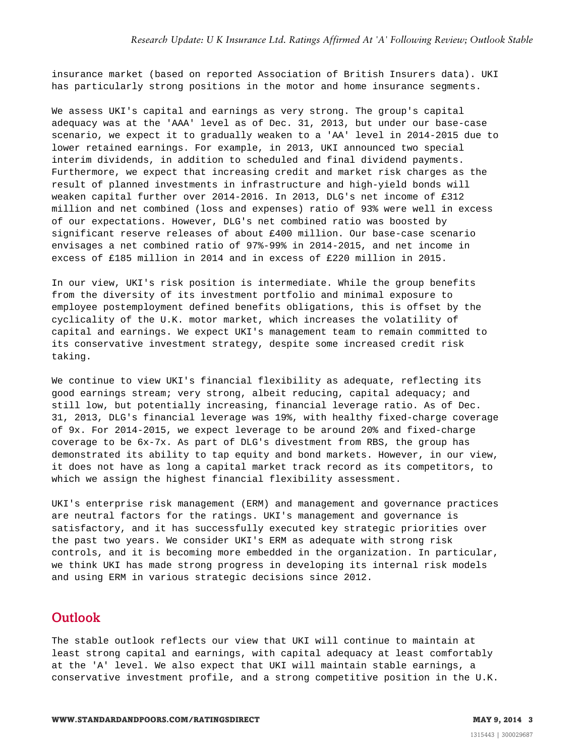insurance market (based on reported Association of British Insurers data). UKI has particularly strong positions in the motor and home insurance segments.

We assess UKI's capital and earnings as very strong. The group's capital adequacy was at the 'AAA' level as of Dec. 31, 2013, but under our base-case scenario, we expect it to gradually weaken to a 'AA' level in 2014-2015 due to lower retained earnings. For example, in 2013, UKI announced two special interim dividends, in addition to scheduled and final dividend payments. Furthermore, we expect that increasing credit and market risk charges as the result of planned investments in infrastructure and high-yield bonds will weaken capital further over 2014-2016. In 2013, DLG's net income of £312 million and net combined (loss and expenses) ratio of 93% were well in excess of our expectations. However, DLG's net combined ratio was boosted by significant reserve releases of about £400 million. Our base-case scenario envisages a net combined ratio of 97%-99% in 2014-2015, and net income in excess of £185 million in 2014 and in excess of £220 million in 2015.

In our view, UKI's risk position is intermediate. While the group benefits from the diversity of its investment portfolio and minimal exposure to employee postemployment defined benefits obligations, this is offset by the cyclicality of the U.K. motor market, which increases the volatility of capital and earnings. We expect UKI's management team to remain committed to its conservative investment strategy, despite some increased credit risk taking.

We continue to view UKI's financial flexibility as adequate, reflecting its good earnings stream; very strong, albeit reducing, capital adequacy; and still low, but potentially increasing, financial leverage ratio. As of Dec. 31, 2013, DLG's financial leverage was 19%, with healthy fixed-charge coverage of 9x. For 2014-2015, we expect leverage to be around 20% and fixed-charge coverage to be 6x-7x. As part of DLG's divestment from RBS, the group has demonstrated its ability to tap equity and bond markets. However, in our view, it does not have as long a capital market track record as its competitors, to which we assign the highest financial flexibility assessment.

UKI's enterprise risk management (ERM) and management and governance practices are neutral factors for the ratings. UKI's management and governance is satisfactory, and it has successfully executed key strategic priorities over the past two years. We consider UKI's ERM as adequate with strong risk controls, and it is becoming more embedded in the organization. In particular, we think UKI has made strong progress in developing its internal risk models and using ERM in various strategic decisions since 2012.

## Outlook

The stable outlook reflects our view that UKI will continue to maintain at least strong capital and earnings, with capital adequacy at least comfortably at the 'A' level. We also expect that UKI will maintain stable earnings, a conservative investment profile, and a strong competitive position in the U.K.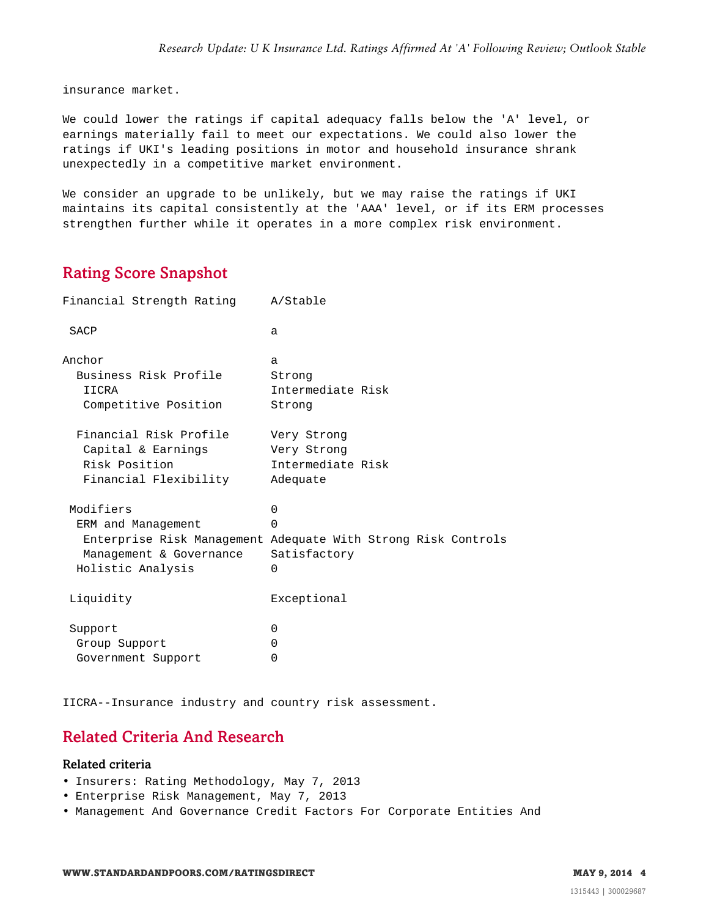insurance market.

We could lower the ratings if capital adequacy falls below the 'A' level, or earnings materially fail to meet our expectations. We could also lower the ratings if UKI's leading positions in motor and household insurance shrank unexpectedly in a competitive market environment.

We consider an upgrade to be unlikely, but we may raise the ratings if UKI maintains its capital consistently at the 'AAA' level, or if its ERM processes strengthen further while it operates in a more complex risk environment.

## Rating Score Snapshot

| | |
|---|---|
| Financial Strength Rating | A/Stable |
| SACP | a |
| Anchor | a |
| Business Risk Profile | Strong |
| IICRA | Intermediate Risk |
| Competitive Position | Strong |
| Financial Risk Profile | Very Strong |
| Capital & Earnings | Very Strong |
| Risk Position | Intermediate Risk |
| Financial Flexibility | Adequate |
| Modifiers | 0 |
| ERM and Management | 0 |
| Enterprise Risk Management | Adequate With Strong Risk Controls |
| Management & Governance | Satisfactory |
| Holistic Analysis | 0 |
| Liquidity | Exceptional |
| Support | 0 |
| Group Support | 0 |
| Government Support | 0 |

IICRA--Insurance industry and country risk assessment.

## Related Criteria And Research

### Related criteria

- Insurers: Rating Methodology, May 7, 2013
- Enterprise Risk Management, May 7, 2013
- Management And Governance Credit Factors For Corporate Entities And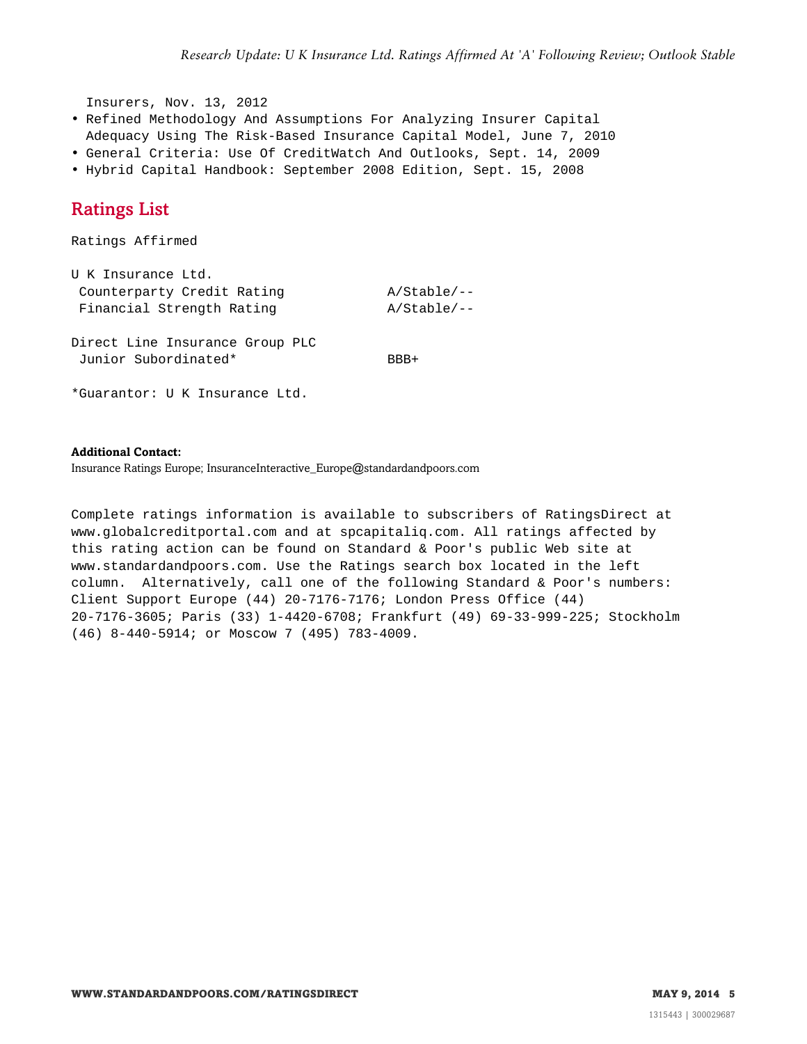Insurers, Nov. 13, 2012

- Refined Methodology And Assumptions For Analyzing Insurer Capital Adequacy Using The Risk-Based Insurance Capital Model, June 7, 2010
- General Criteria: Use Of CreditWatch And Outlooks, Sept. 14, 2009
- Hybrid Capital Handbook: September 2008 Edition, Sept. 15, 2008

## Ratings List

Ratings Affirmed

| U K Insurance Ltd. | |
|---|---|
| Counterparty Credit Rating | A/Stable/-- |
| Financial Strength Rating | A/Stable/-- |
| | |
| Direct Line Insurance Group PLC | |
| Junior Subordinated* | BBB+ |

*Guarantor: U K Insurance Ltd.

**Additional Contact:**
Insurance Ratings Europe; InsuranceInteractive_Europe@standardandpoors.com

Complete ratings information is available to subscribers of RatingsDirect at www.globalcreditportal.com and at spcapitaliq.com. All ratings affected by this rating action can be found on Standard & Poor's public Web site at www.standardandpoors.com. Use the Ratings search box located in the left column. Alternatively, call one of the following Standard & Poor's numbers: Client Support Europe (44) 20-7176-7176; London Press Office (44) 20-7176-3605; Paris (33) 1-4420-6708; Frankfurt (49) 69-33-999-225; Stockholm (46) 8-440-5914; or Moscow 7 (495) 783-4009.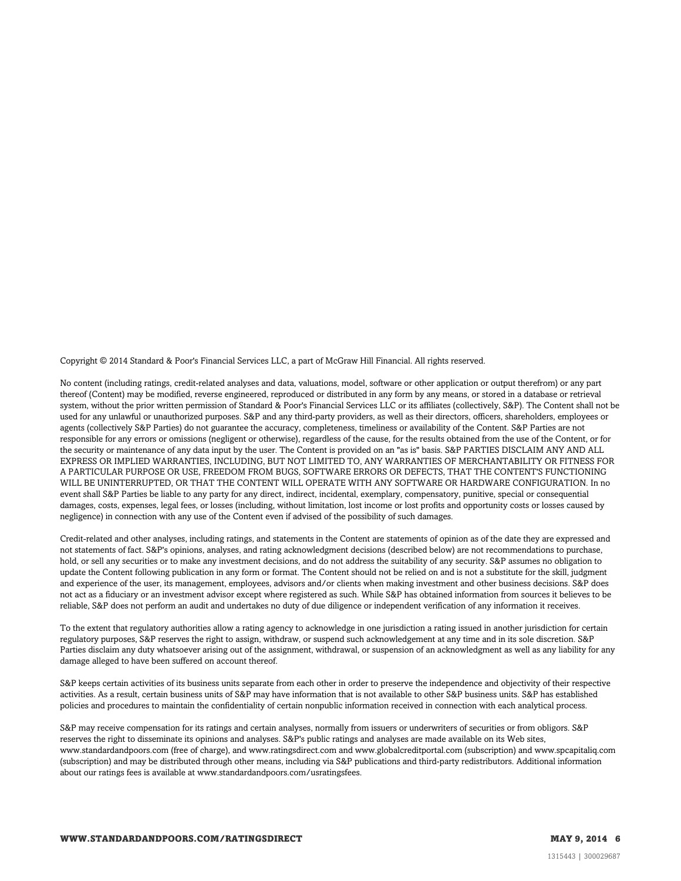Copyright © 2014 Standard & Poor's Financial Services LLC, a part of McGraw Hill Financial. All rights reserved.

No content (including ratings, credit-related analyses and data, valuations, model, software or other application or output therefrom) or any part thereof (Content) may be modified, reverse engineered, reproduced or distributed in any form by any means, or stored in a database or retrieval system, without the prior written permission of Standard & Poor's Financial Services LLC or its affiliates (collectively, S&P). The Content shall not be used for any unlawful or unauthorized purposes. S&P and any third-party providers, as well as their directors, officers, shareholders, employees or agents (collectively S&P Parties) do not guarantee the accuracy, completeness, timeliness or availability of the Content. S&P Parties are not responsible for any errors or omissions (negligent or otherwise), regardless of the cause, for the results obtained from the use of the Content, or for the security or maintenance of any data input by the user. The Content is provided on an "as is" basis. S&P PARTIES DISCLAIM ANY AND ALL EXPRESS OR IMPLIED WARRANTIES, INCLUDING, BUT NOT LIMITED TO, ANY WARRANTIES OF MERCHANTABILITY OR FITNESS FOR A PARTICULAR PURPOSE OR USE, FREEDOM FROM BUGS, SOFTWARE ERRORS OR DEFECTS, THAT THE CONTENT'S FUNCTIONING WILL BE UNINTERRUPTED, OR THAT THE CONTENT WILL OPERATE WITH ANY SOFTWARE OR HARDWARE CONFIGURATION. In no event shall S&P Parties be liable to any party for any direct, indirect, incidental, exemplary, compensatory, punitive, special or consequential damages, costs, expenses, legal fees, or losses (including, without limitation, lost income or lost profits and opportunity costs or losses caused by negligence) in connection with any use of the Content even if advised of the possibility of such damages.

Credit-related and other analyses, including ratings, and statements in the Content are statements of opinion as of the date they are expressed and not statements of fact. S&P's opinions, analyses, and rating acknowledgment decisions (described below) are not recommendations to purchase, hold, or sell any securities or to make any investment decisions, and do not address the suitability of any security. S&P assumes no obligation to update the Content following publication in any form or format. The Content should not be relied on and is not a substitute for the skill, judgment and experience of the user, its management, employees, advisors and/or clients when making investment and other business decisions. S&P does not act as a fiduciary or an investment advisor except where registered as such. While S&P has obtained information from sources it believes to be reliable, S&P does not perform an audit and undertakes no duty of due diligence or independent verification of any information it receives.

To the extent that regulatory authorities allow a rating agency to acknowledge in one jurisdiction a rating issued in another jurisdiction for certain regulatory purposes, S&P reserves the right to assign, withdraw, or suspend such acknowledgement at any time and in its sole discretion. S&P Parties disclaim any duty whatsoever arising out of the assignment, withdrawal, or suspension of an acknowledgment as well as any liability for any damage alleged to have been suffered on account thereof.

S&P keeps certain activities of its business units separate from each other in order to preserve the independence and objectivity of their respective activities. As a result, certain business units of S&P may have information that is not available to other S&P business units. S&P has established policies and procedures to maintain the confidentiality of certain nonpublic information received in connection with each analytical process.

S&P may receive compensation for its ratings and certain analyses, normally from issuers or underwriters of securities or from obligors. S&P reserves the right to disseminate its opinions and analyses. S&P's public ratings and analyses are made available on its Web sites, www.standardandpoors.com (free of charge), and www.ratingsdirect.com and www.globalcreditportal.com (subscription) and www.spcapitaliq.com (subscription) and may be distributed through other means, including via S&P publications and third-party redistributors. Additional information about our ratings fees is available at www.standardandpoors.com/usratingsfees.